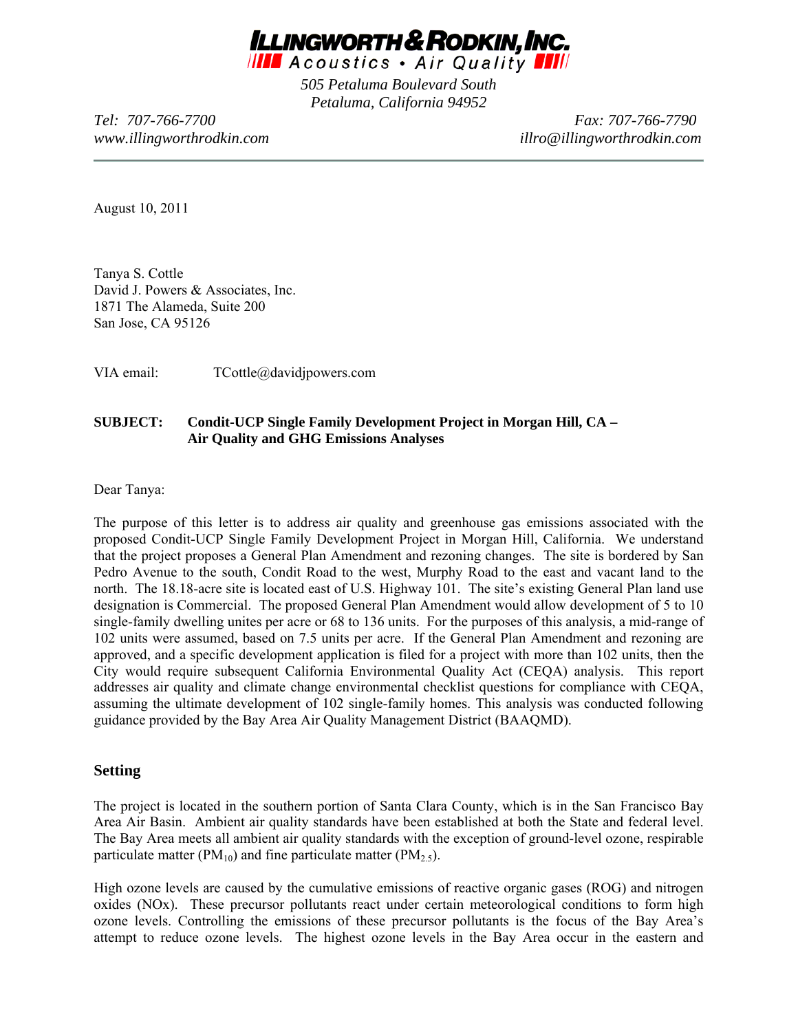**ILLINGWORTH & RODKIN, INC.**
*Acoustics • Air Quality*

*505 Petaluma Boulevard South*
*Petaluma, California 94952*

*Tel: 707-766-7700* *Fax: 707-766-7790*
*www.illingworthrodkin.com* *illro@illingworthrodkin.com*

---

August 10, 2011

Tanya S. Cottle
David J. Powers & Associates, Inc.
1871 The Alameda, Suite 200
San Jose, CA 95126

VIA email: TCottle@davidjpowers.com

**SUBJECT: Condit-UCP Single Family Development Project in Morgan Hill, CA – Air Quality and GHG Emissions Analyses**

Dear Tanya:

The purpose of this letter is to address air quality and greenhouse gas emissions associated with the proposed Condit-UCP Single Family Development Project in Morgan Hill, California. We understand that the project proposes a General Plan Amendment and rezoning changes. The site is bordered by San Pedro Avenue to the south, Condit Road to the west, Murphy Road to the east and vacant land to the north. The 18.18-acre site is located east of U.S. Highway 101. The site's existing General Plan land use designation is Commercial. The proposed General Plan Amendment would allow development of 5 to 10 single-family dwelling unites per acre or 68 to 136 units. For the purposes of this analysis, a mid-range of 102 units were assumed, based on 7.5 units per acre. If the General Plan Amendment and rezoning are approved, and a specific development application is filed for a project with more than 102 units, then the City would require subsequent California Environmental Quality Act (CEQA) analysis. This report addresses air quality and climate change environmental checklist questions for compliance with CEQA, assuming the ultimate development of 102 single-family homes. This analysis was conducted following guidance provided by the Bay Area Air Quality Management District (BAAQMD).

## Setting

The project is located in the southern portion of Santa Clara County, which is in the San Francisco Bay Area Air Basin. Ambient air quality standards have been established at both the State and federal level. The Bay Area meets all ambient air quality standards with the exception of ground-level ozone, respirable particulate matter ($PM_{10}$) and fine particulate matter ($PM_{2.5}$).

High ozone levels are caused by the cumulative emissions of reactive organic gases (ROG) and nitrogen oxides (NOx). These precursor pollutants react under certain meteorological conditions to form high ozone levels. Controlling the emissions of these precursor pollutants is the focus of the Bay Area's attempt to reduce ozone levels. The highest ozone levels in the Bay Area occur in the eastern and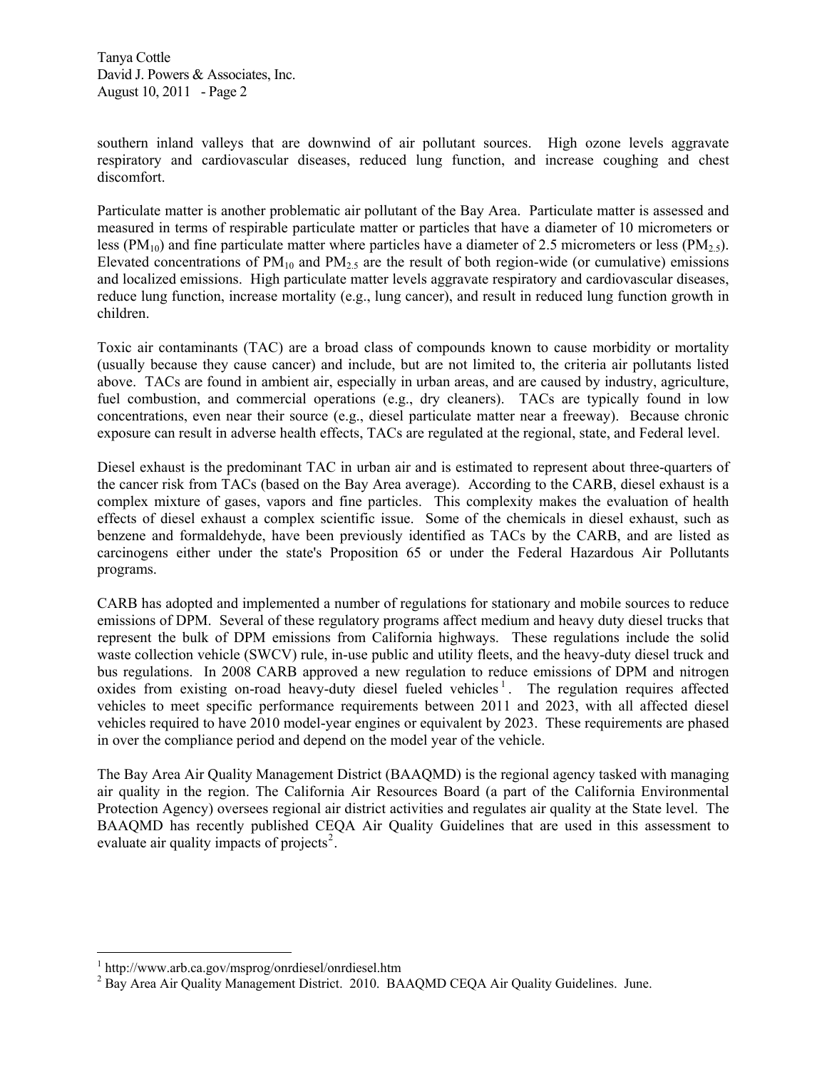southern inland valleys that are downwind of air pollutant sources. High ozone levels aggravate respiratory and cardiovascular diseases, reduced lung function, and increase coughing and chest discomfort.

Particulate matter is another problematic air pollutant of the Bay Area. Particulate matter is assessed and measured in terms of respirable particulate matter or particles that have a diameter of 10 micrometers or less ($PM_{10}$) and fine particulate matter where particles have a diameter of 2.5 micrometers or less ($PM_{2.5}$). Elevated concentrations of $PM_{10}$ and $PM_{2.5}$ are the result of both region-wide (or cumulative) emissions and localized emissions. High particulate matter levels aggravate respiratory and cardiovascular diseases, reduce lung function, increase mortality (e.g., lung cancer), and result in reduced lung function growth in children.

Toxic air contaminants (TAC) are a broad class of compounds known to cause morbidity or mortality (usually because they cause cancer) and include, but are not limited to, the criteria air pollutants listed above. TACs are found in ambient air, especially in urban areas, and are caused by industry, agriculture, fuel combustion, and commercial operations (e.g., dry cleaners). TACs are typically found in low concentrations, even near their source (e.g., diesel particulate matter near a freeway). Because chronic exposure can result in adverse health effects, TACs are regulated at the regional, state, and Federal level.

Diesel exhaust is the predominant TAC in urban air and is estimated to represent about three-quarters of the cancer risk from TACs (based on the Bay Area average). According to the CARB, diesel exhaust is a complex mixture of gases, vapors and fine particles. This complexity makes the evaluation of health effects of diesel exhaust a complex scientific issue. Some of the chemicals in diesel exhaust, such as benzene and formaldehyde, have been previously identified as TACs by the CARB, and are listed as carcinogens either under the state's Proposition 65 or under the Federal Hazardous Air Pollutants programs.

CARB has adopted and implemented a number of regulations for stationary and mobile sources to reduce emissions of DPM. Several of these regulatory programs affect medium and heavy duty diesel trucks that represent the bulk of DPM emissions from California highways. These regulations include the solid waste collection vehicle (SWCV) rule, in-use public and utility fleets, and the heavy-duty diesel truck and bus regulations. In 2008 CARB approved a new regulation to reduce emissions of DPM and nitrogen oxides from existing on-road heavy-duty diesel fueled vehicles[1]. The regulation requires affected vehicles to meet specific performance requirements between 2011 and 2023, with all affected diesel vehicles required to have 2010 model-year engines or equivalent by 2023. These requirements are phased in over the compliance period and depend on the model year of the vehicle.

The Bay Area Air Quality Management District (BAAQMD) is the regional agency tasked with managing air quality in the region. The California Air Resources Board (a part of the California Environmental Protection Agency) oversees regional air district activities and regulates air quality at the State level. The BAAQMD has recently published CEQA Air Quality Guidelines that are used in this assessment to evaluate air quality impacts of projects[2].

---

[1] http://www.arb.ca.gov/msprog/onrdiesel/onrdiesel.htm

[2] Bay Area Air Quality Management District. 2010. BAAQMD CEQA Air Quality Guidelines. June.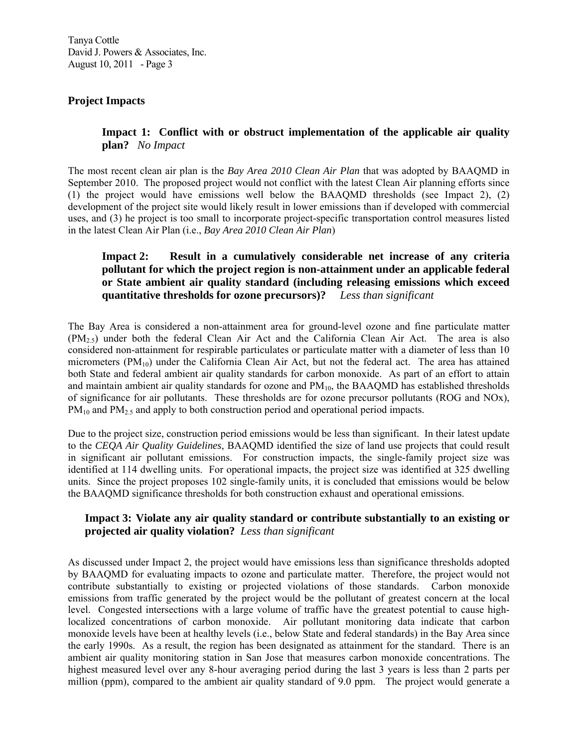## Project Impacts

### Impact 1: Conflict with or obstruct implementation of the applicable air quality plan? *No Impact*

The most recent clean air plan is the *Bay Area 2010 Clean Air Plan* that was adopted by BAAQMD in September 2010. The proposed project would not conflict with the latest Clean Air planning efforts since (1) the project would have emissions well below the BAAQMD thresholds (see Impact 2), (2) development of the project site would likely result in lower emissions than if developed with commercial uses, and (3) he project is too small to incorporate project-specific transportation control measures listed in the latest Clean Air Plan (i.e., *Bay Area 2010 Clean Air Plan*)

### Impact 2: Result in a cumulatively considerable net increase of any criteria pollutant for which the project region is non-attainment under an applicable federal or State ambient air quality standard (including releasing emissions which exceed quantitative thresholds for ozone precursors)? *Less than significant*

The Bay Area is considered a non-attainment area for ground-level ozone and fine particulate matter ($PM_{2.5}$) under both the federal Clean Air Act and the California Clean Air Act. The area is also considered non-attainment for respirable particulates or particulate matter with a diameter of less than 10 micrometers ($PM_{10}$) under the California Clean Air Act, but not the federal act. The area has attained both State and federal ambient air quality standards for carbon monoxide. As part of an effort to attain and maintain ambient air quality standards for ozone and $PM_{10}$, the BAAQMD has established thresholds of significance for air pollutants. These thresholds are for ozone precursor pollutants (ROG and NOx), $PM_{10}$ and $PM_{2.5}$ and apply to both construction period and operational period impacts.

Due to the project size, construction period emissions would be less than significant. In their latest update to the *CEQA Air Quality Guidelines*, BAAQMD identified the size of land use projects that could result in significant air pollutant emissions. For construction impacts, the single-family project size was identified at 114 dwelling units. For operational impacts, the project size was identified at 325 dwelling units. Since the project proposes 102 single-family units, it is concluded that emissions would be below the BAAQMD significance thresholds for both construction exhaust and operational emissions.

### Impact 3: Violate any air quality standard or contribute substantially to an existing or projected air quality violation? *Less than significant*

As discussed under Impact 2, the project would have emissions less than significance thresholds adopted by BAAQMD for evaluating impacts to ozone and particulate matter. Therefore, the project would not contribute substantially to existing or projected violations of those standards. Carbon monoxide emissions from traffic generated by the project would be the pollutant of greatest concern at the local level. Congested intersections with a large volume of traffic have the greatest potential to cause high-localized concentrations of carbon monoxide. Air pollutant monitoring data indicate that carbon monoxide levels have been at healthy levels (i.e., below State and federal standards) in the Bay Area since the early 1990s. As a result, the region has been designated as attainment for the standard. There is an ambient air quality monitoring station in San Jose that measures carbon monoxide concentrations. The highest measured level over any 8-hour averaging period during the last 3 years is less than 2 parts per million (ppm), compared to the ambient air quality standard of 9.0 ppm. The project would generate a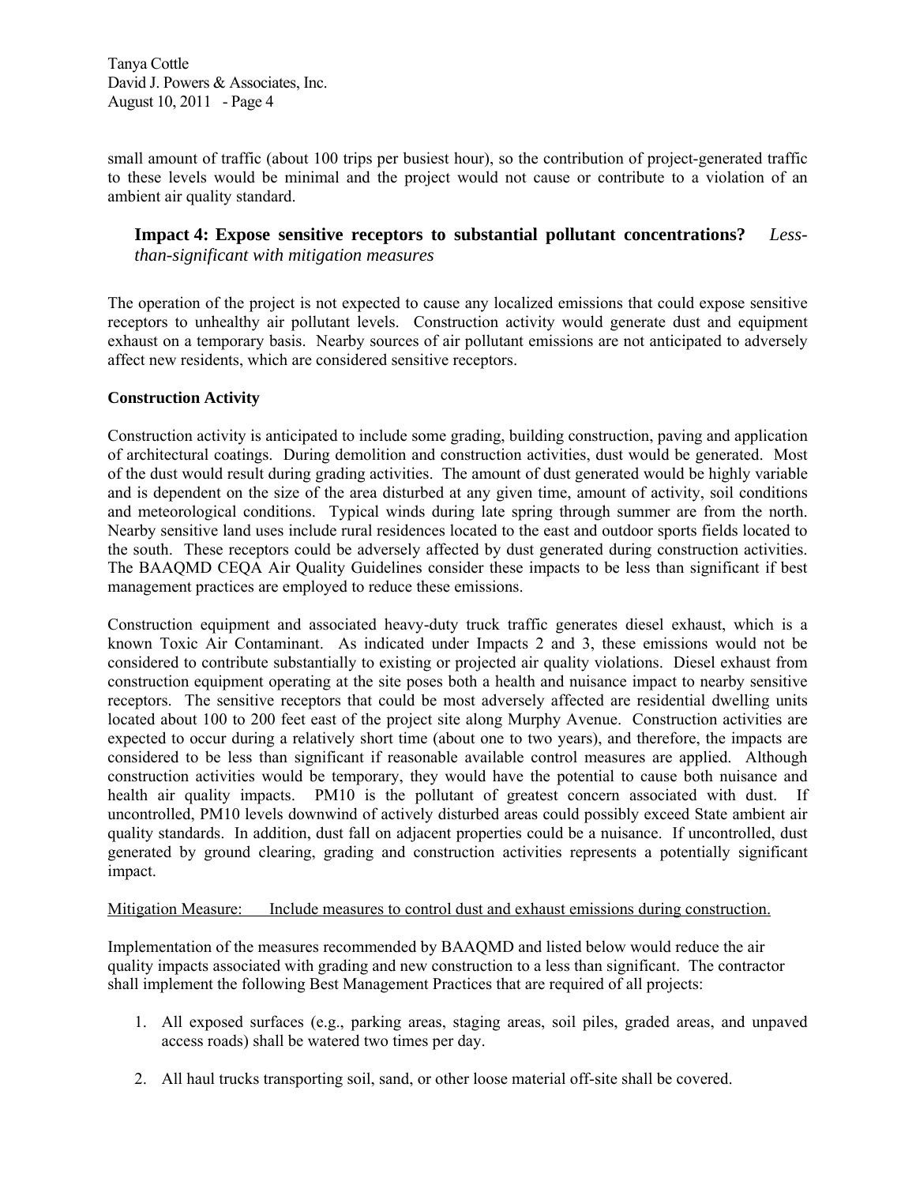small amount of traffic (about 100 trips per busiest hour), so the contribution of project-generated traffic to these levels would be minimal and the project would not cause or contribute to a violation of an ambient air quality standard.

**Impact 4: Expose sensitive receptors to substantial pollutant concentrations?** *Less-than-significant with mitigation measures*

The operation of the project is not expected to cause any localized emissions that could expose sensitive receptors to unhealthy air pollutant levels. Construction activity would generate dust and equipment exhaust on a temporary basis. Nearby sources of air pollutant emissions are not anticipated to adversely affect new residents, which are considered sensitive receptors.

**Construction Activity**

Construction activity is anticipated to include some grading, building construction, paving and application of architectural coatings. During demolition and construction activities, dust would be generated. Most of the dust would result during grading activities. The amount of dust generated would be highly variable and is dependent on the size of the area disturbed at any given time, amount of activity, soil conditions and meteorological conditions. Typical winds during late spring through summer are from the north. Nearby sensitive land uses include rural residences located to the east and outdoor sports fields located to the south. These receptors could be adversely affected by dust generated during construction activities. The BAAQMD CEQA Air Quality Guidelines consider these impacts to be less than significant if best management practices are employed to reduce these emissions.

Construction equipment and associated heavy-duty truck traffic generates diesel exhaust, which is a known Toxic Air Contaminant. As indicated under Impacts 2 and 3, these emissions would not be considered to contribute substantially to existing or projected air quality violations. Diesel exhaust from construction equipment operating at the site poses both a health and nuisance impact to nearby sensitive receptors. The sensitive receptors that could be most adversely affected are residential dwelling units located about 100 to 200 feet east of the project site along Murphy Avenue. Construction activities are expected to occur during a relatively short time (about one to two years), and therefore, the impacts are considered to be less than significant if reasonable available control measures are applied. Although construction activities would be temporary, they would have the potential to cause both nuisance and health air quality impacts. PM10 is the pollutant of greatest concern associated with dust. If uncontrolled, PM10 levels downwind of actively disturbed areas could possibly exceed State ambient air quality standards. In addition, dust fall on adjacent properties could be a nuisance. If uncontrolled, dust generated by ground clearing, grading and construction activities represents a potentially significant impact.

<u>Mitigation Measure: Include measures to control dust and exhaust emissions during construction.</u>

Implementation of the measures recommended by BAAQMD and listed below would reduce the air quality impacts associated with grading and new construction to a less than significant. The contractor shall implement the following Best Management Practices that are required of all projects:

1. All exposed surfaces (e.g., parking areas, staging areas, soil piles, graded areas, and unpaved access roads) shall be watered two times per day.

2. All haul trucks transporting soil, sand, or other loose material off-site shall be covered.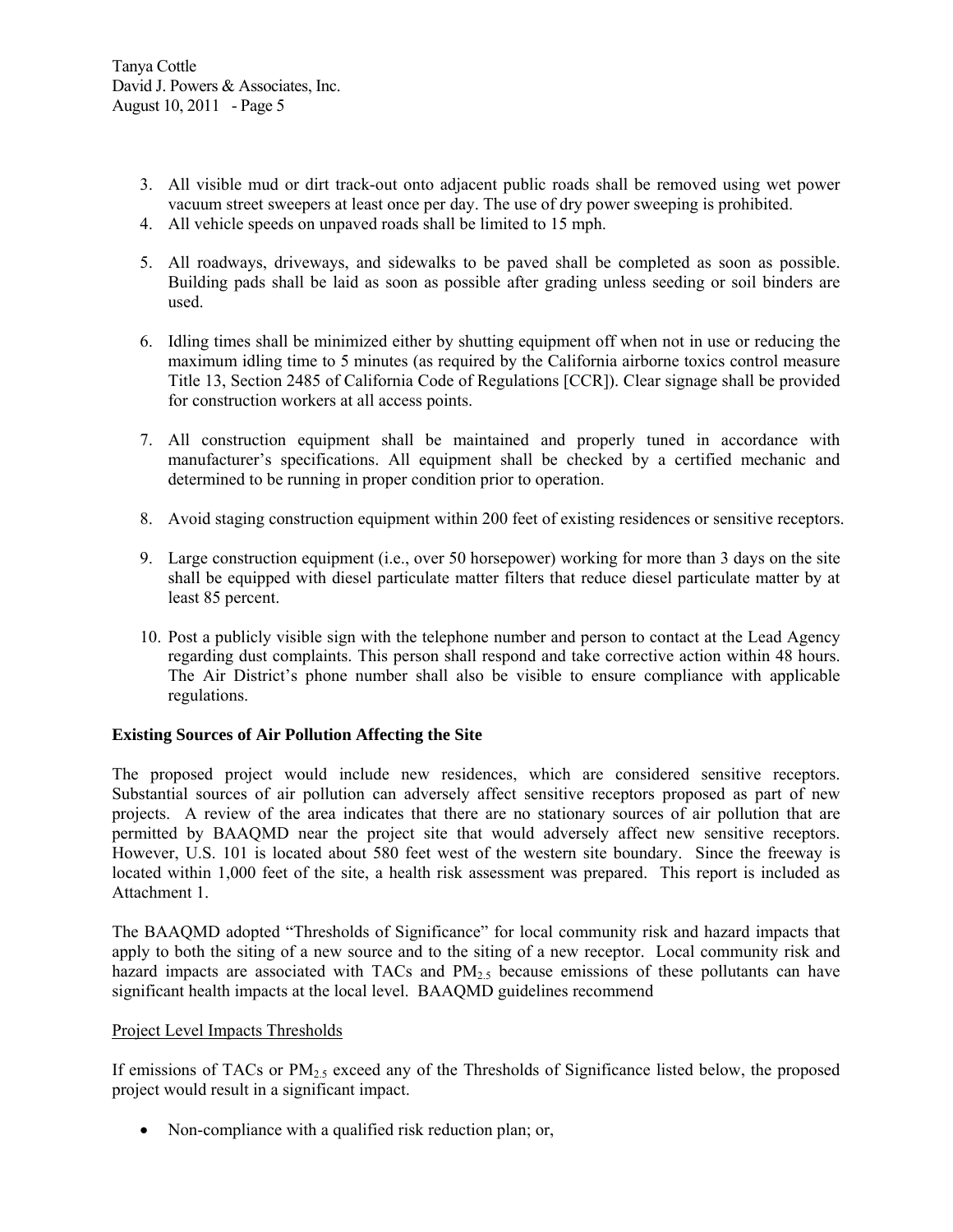3. All visible mud or dirt track-out onto adjacent public roads shall be removed using wet power vacuum street sweepers at least once per day. The use of dry power sweeping is prohibited.
4. All vehicle speeds on unpaved roads shall be limited to 15 mph.
5. All roadways, driveways, and sidewalks to be paved shall be completed as soon as possible. Building pads shall be laid as soon as possible after grading unless seeding or soil binders are used.
6. Idling times shall be minimized either by shutting equipment off when not in use or reducing the maximum idling time to 5 minutes (as required by the California airborne toxics control measure Title 13, Section 2485 of California Code of Regulations [CCR]). Clear signage shall be provided for construction workers at all access points.
7. All construction equipment shall be maintained and properly tuned in accordance with manufacturer's specifications. All equipment shall be checked by a certified mechanic and determined to be running in proper condition prior to operation.
8. Avoid staging construction equipment within 200 feet of existing residences or sensitive receptors.
9. Large construction equipment (i.e., over 50 horsepower) working for more than 3 days on the site shall be equipped with diesel particulate matter filters that reduce diesel particulate matter by at least 85 percent.
10. Post a publicly visible sign with the telephone number and person to contact at the Lead Agency regarding dust complaints. This person shall respond and take corrective action within 48 hours. The Air District's phone number shall also be visible to ensure compliance with applicable regulations.

**Existing Sources of Air Pollution Affecting the Site**

The proposed project would include new residences, which are considered sensitive receptors. Substantial sources of air pollution can adversely affect sensitive receptors proposed as part of new projects. A review of the area indicates that there are no stationary sources of air pollution that are permitted by BAAQMD near the project site that would adversely affect new sensitive receptors. However, U.S. 101 is located about 580 feet west of the western site boundary. Since the freeway is located within 1,000 feet of the site, a health risk assessment was prepared. This report is included as Attachment 1.

The BAAQMD adopted "Thresholds of Significance" for local community risk and hazard impacts that apply to both the siting of a new source and to the siting of a new receptor. Local community risk and hazard impacts are associated with TACs and $PM_{2.5}$ because emissions of these pollutants can have significant health impacts at the local level. BAAQMD guidelines recommend

Project Level Impacts Thresholds

If emissions of TACs or $PM_{2.5}$ exceed any of the Thresholds of Significance listed below, the proposed project would result in a significant impact.

- Non-compliance with a qualified risk reduction plan; or,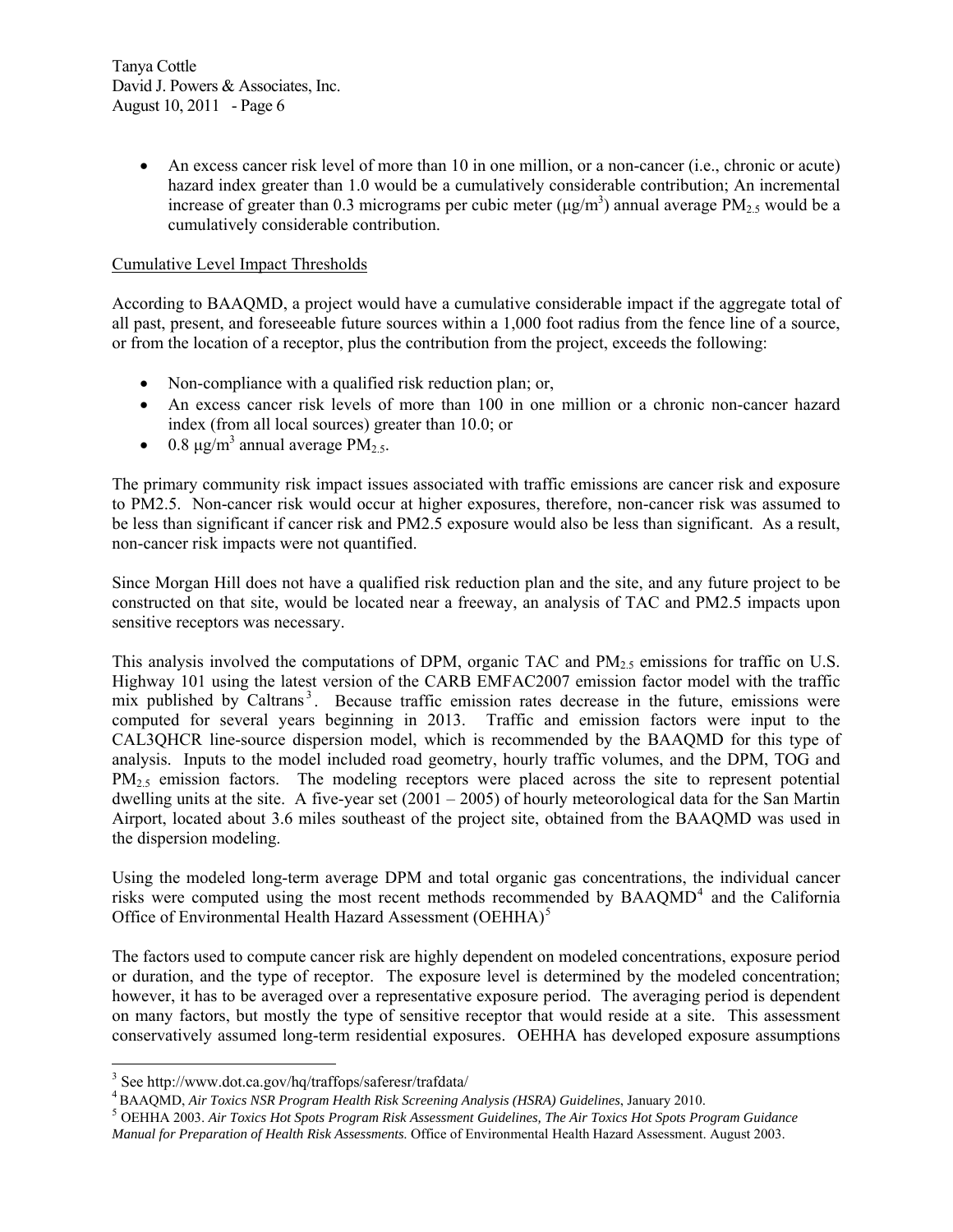- An excess cancer risk level of more than 10 in one million, or a non-cancer (i.e., chronic or acute) hazard index greater than 1.0 would be a cumulatively considerable contribution; An incremental increase of greater than 0.3 micrograms per cubic meter ($\mu g/m^3$) annual average $PM_{2.5}$ would be a cumulatively considerable contribution.

Cumulative Level Impact Thresholds

According to BAAQMD, a project would have a cumulative considerable impact if the aggregate total of all past, present, and foreseeable future sources within a 1,000 foot radius from the fence line of a source, or from the location of a receptor, plus the contribution from the project, exceeds the following:

- Non-compliance with a qualified risk reduction plan; or,
- An excess cancer risk levels of more than 100 in one million or a chronic non-cancer hazard index (from all local sources) greater than 10.0; or
- 0.8 $\mu g/m^3$ annual average $PM_{2.5}$.

The primary community risk impact issues associated with traffic emissions are cancer risk and exposure to PM2.5. Non-cancer risk would occur at higher exposures, therefore, non-cancer risk was assumed to be less than significant if cancer risk and PM2.5 exposure would also be less than significant. As a result, non-cancer risk impacts were not quantified.

Since Morgan Hill does not have a qualified risk reduction plan and the site, and any future project to be constructed on that site, would be located near a freeway, an analysis of TAC and PM2.5 impacts upon sensitive receptors was necessary.

This analysis involved the computations of DPM, organic TAC and $PM_{2.5}$ emissions for traffic on U.S. Highway 101 using the latest version of the CARB EMFAC2007 emission factor model with the traffic mix published by Caltrans[3]. Because traffic emission rates decrease in the future, emissions were computed for several years beginning in 2013. Traffic and emission factors were input to the CAL3QHCR line-source dispersion model, which is recommended by the BAAQMD for this type of analysis. Inputs to the model included road geometry, hourly traffic volumes, and the DPM, TOG and $PM_{2.5}$ emission factors. The modeling receptors were placed across the site to represent potential dwelling units at the site. A five-year set (2001 – 2005) of hourly meteorological data for the San Martin Airport, located about 3.6 miles southeast of the project site, obtained from the BAAQMD was used in the dispersion modeling.

Using the modeled long-term average DPM and total organic gas concentrations, the individual cancer risks were computed using the most recent methods recommended by BAAQMD[4] and the California Office of Environmental Health Hazard Assessment (OEHHA)[5]

The factors used to compute cancer risk are highly dependent on modeled concentrations, exposure period or duration, and the type of receptor. The exposure level is determined by the modeled concentration; however, it has to be averaged over a representative exposure period. The averaging period is dependent on many factors, but mostly the type of sensitive receptor that would reside at a site. This assessment conservatively assumed long-term residential exposures. OEHHA has developed exposure assumptions

---

[3] See http://www.dot.ca.gov/hq/traffops/saferesr/trafdata/

[4] BAAQMD, *Air Toxics NSR Program Health Risk Screening Analysis (HSRA) Guidelines*, January 2010.

[5] OEHHA 2003. *Air Toxics Hot Spots Program Risk Assessment Guidelines, The Air Toxics Hot Spots Program Guidance Manual for Preparation of Health Risk Assessments.* Office of Environmental Health Hazard Assessment. August 2003.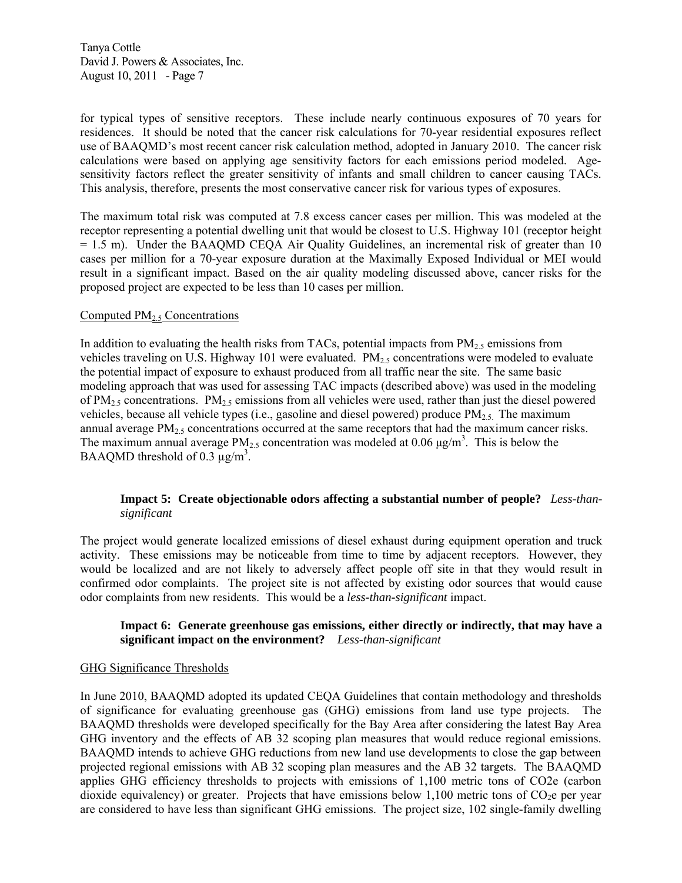for typical types of sensitive receptors. These include nearly continuous exposures of 70 years for residences. It should be noted that the cancer risk calculations for 70-year residential exposures reflect use of BAAQMD's most recent cancer risk calculation method, adopted in January 2010. The cancer risk calculations were based on applying age sensitivity factors for each emissions period modeled. Age-sensitivity factors reflect the greater sensitivity of infants and small children to cancer causing TACs. This analysis, therefore, presents the most conservative cancer risk for various types of exposures.

The maximum total risk was computed at 7.8 excess cancer cases per million. This was modeled at the receptor representing a potential dwelling unit that would be closest to U.S. Highway 101 (receptor height = 1.5 m). Under the BAAQMD CEQA Air Quality Guidelines, an incremental risk of greater than 10 cases per million for a 70-year exposure duration at the Maximally Exposed Individual or MEI would result in a significant impact. Based on the air quality modeling discussed above, cancer risks for the proposed project are expected to be less than 10 cases per million.

Computed $PM_{2.5}$ Concentrations

In addition to evaluating the health risks from TACs, potential impacts from $PM_{2.5}$ emissions from vehicles traveling on U.S. Highway 101 were evaluated. $PM_{2.5}$ concentrations were modeled to evaluate the potential impact of exposure to exhaust produced from all traffic near the site. The same basic modeling approach that was used for assessing TAC impacts (described above) was used in the modeling of $PM_{2.5}$ concentrations. $PM_{2.5}$ emissions from all vehicles were used, rather than just the diesel powered vehicles, because all vehicle types (i.e., gasoline and diesel powered) produce $PM_{2.5}$. The maximum annual average $PM_{2.5}$ concentrations occurred at the same receptors that had the maximum cancer risks. The maximum annual average $PM_{2.5}$ concentration was modeled at 0.06 $\mu g/m^3$. This is below the BAAQMD threshold of 0.3 $\mu g/m^3$.

**Impact 5: Create objectionable odors affecting a substantial number of people?** *Less-than-significant*

The project would generate localized emissions of diesel exhaust during equipment operation and truck activity. These emissions may be noticeable from time to time by adjacent receptors. However, they would be localized and are not likely to adversely affect people off site in that they would result in confirmed odor complaints. The project site is not affected by existing odor sources that would cause odor complaints from new residents. This would be a *less-than-significant* impact.

**Impact 6: Generate greenhouse gas emissions, either directly or indirectly, that may have a significant impact on the environment?** *Less-than-significant*

GHG Significance Thresholds

In June 2010, BAAQMD adopted its updated CEQA Guidelines that contain methodology and thresholds of significance for evaluating greenhouse gas (GHG) emissions from land use type projects. The BAAQMD thresholds were developed specifically for the Bay Area after considering the latest Bay Area GHG inventory and the effects of AB 32 scoping plan measures that would reduce regional emissions. BAAQMD intends to achieve GHG reductions from new land use developments to close the gap between projected regional emissions with AB 32 scoping plan measures and the AB 32 targets. The BAAQMD applies GHG efficiency thresholds to projects with emissions of 1,100 metric tons of CO2e (carbon dioxide equivalency) or greater. Projects that have emissions below 1,100 metric tons of $CO_2e$ per year are considered to have less than significant GHG emissions. The project size, 102 single-family dwelling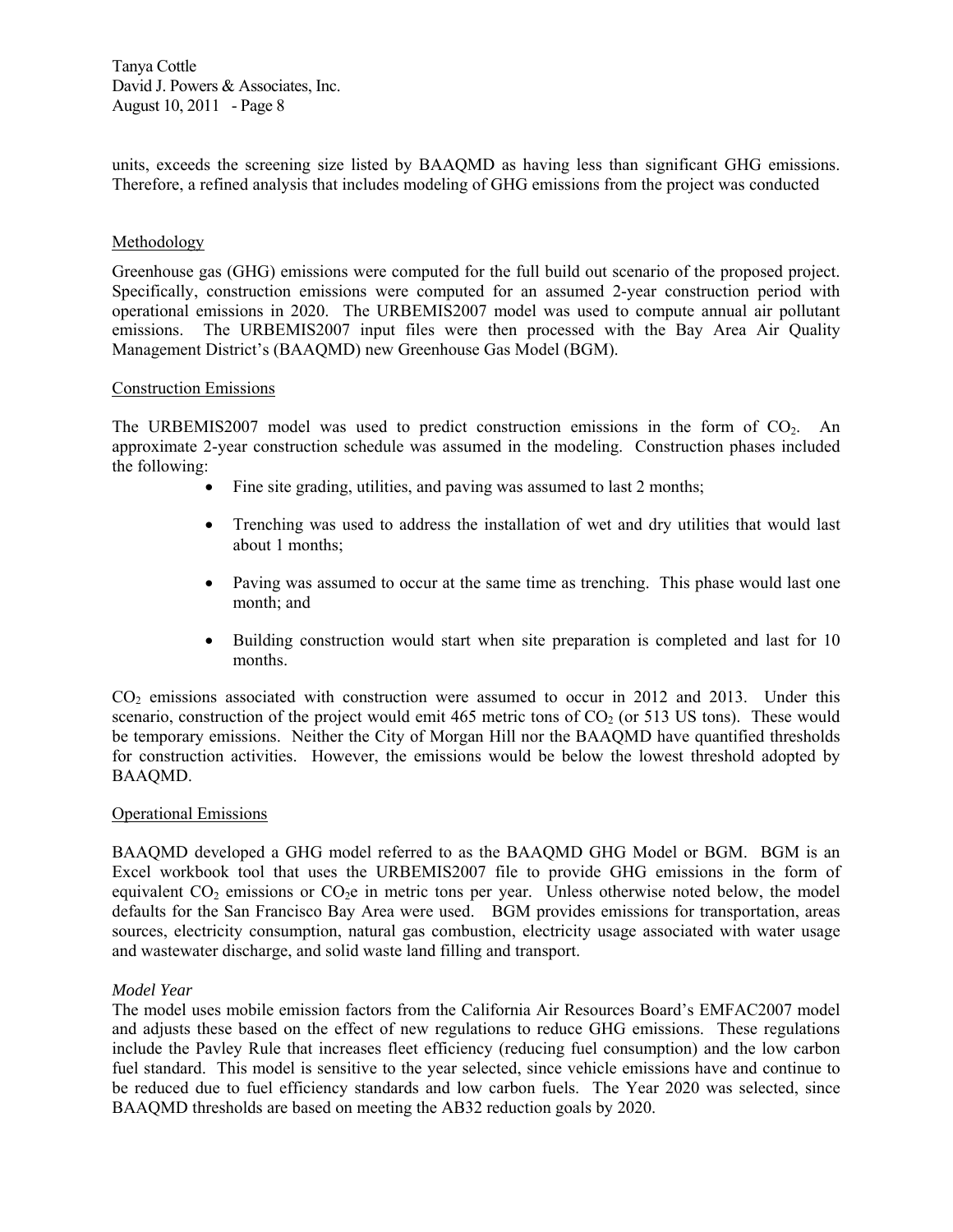units, exceeds the screening size listed by BAAQMD as having less than significant GHG emissions. Therefore, a refined analysis that includes modeling of GHG emissions from the project was conducted

## Methodology

Greenhouse gas (GHG) emissions were computed for the full build out scenario of the proposed project. Specifically, construction emissions were computed for an assumed 2-year construction period with operational emissions in 2020. The URBEMIS2007 model was used to compute annual air pollutant emissions. The URBEMIS2007 input files were then processed with the Bay Area Air Quality Management District's (BAAQMD) new Greenhouse Gas Model (BGM).

## Construction Emissions

The URBEMIS2007 model was used to predict construction emissions in the form of $CO_2$. An approximate 2-year construction schedule was assumed in the modeling. Construction phases included the following:

- Fine site grading, utilities, and paving was assumed to last 2 months;
- Trenching was used to address the installation of wet and dry utilities that would last about 1 months;
- Paving was assumed to occur at the same time as trenching. This phase would last one month; and
- Building construction would start when site preparation is completed and last for 10 months.

$CO_2$ emissions associated with construction were assumed to occur in 2012 and 2013. Under this scenario, construction of the project would emit 465 metric tons of $CO_2$ (or 513 US tons). These would be temporary emissions. Neither the City of Morgan Hill nor the BAAQMD have quantified thresholds for construction activities. However, the emissions would be below the lowest threshold adopted by BAAQMD.

## Operational Emissions

BAAQMD developed a GHG model referred to as the BAAQMD GHG Model or BGM. BGM is an Excel workbook tool that uses the URBEMIS2007 file to provide GHG emissions in the form of equivalent $CO_2$ emissions or $CO_2e$ in metric tons per year. Unless otherwise noted below, the model defaults for the San Francisco Bay Area were used. BGM provides emissions for transportation, areas sources, electricity consumption, natural gas combustion, electricity usage associated with water usage and wastewater discharge, and solid waste land filling and transport.

### *Model Year*

The model uses mobile emission factors from the California Air Resources Board's EMFAC2007 model and adjusts these based on the effect of new regulations to reduce GHG emissions. These regulations include the Pavley Rule that increases fleet efficiency (reducing fuel consumption) and the low carbon fuel standard. This model is sensitive to the year selected, since vehicle emissions have and continue to be reduced due to fuel efficiency standards and low carbon fuels. The Year 2020 was selected, since BAAQMD thresholds are based on meeting the AB32 reduction goals by 2020.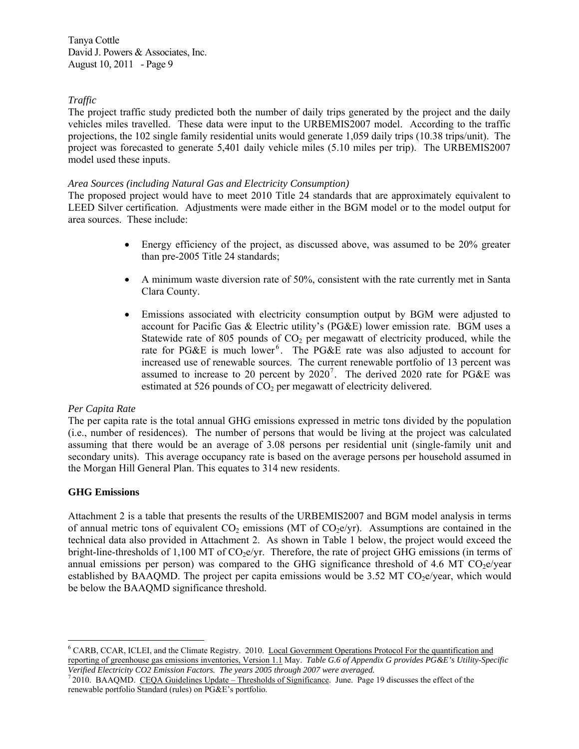*Traffic*

The project traffic study predicted both the number of daily trips generated by the project and the daily vehicles miles travelled. These data were input to the URBEMIS2007 model. According to the traffic projections, the 102 single family residential units would generate 1,059 daily trips (10.38 trips/unit). The project was forecasted to generate 5,401 daily vehicle miles (5.10 miles per trip). The URBEMIS2007 model used these inputs.

*Area Sources (including Natural Gas and Electricity Consumption)*

The proposed project would have to meet 2010 Title 24 standards that are approximately equivalent to LEED Silver certification. Adjustments were made either in the BGM model or to the model output for area sources. These include:

- Energy efficiency of the project, as discussed above, was assumed to be 20% greater than pre-2005 Title 24 standards;
- A minimum waste diversion rate of 50%, consistent with the rate currently met in Santa Clara County.
- Emissions associated with electricity consumption output by BGM were adjusted to account for Pacific Gas & Electric utility's (PG&E) lower emission rate. BGM uses a Statewide rate of 805 pounds of $CO_2$ per megawatt of electricity produced, while the rate for PG&E is much lower[6]. The PG&E rate was also adjusted to account for increased use of renewable sources. The current renewable portfolio of 13 percent was assumed to increase to 20 percent by 2020[7]. The derived 2020 rate for PG&E was estimated at 526 pounds of $CO_2$ per megawatt of electricity delivered.

*Per Capita Rate*

The per capita rate is the total annual GHG emissions expressed in metric tons divided by the population (i.e., number of residences). The number of persons that would be living at the project was calculated assuming that there would be an average of 3.08 persons per residential unit (single-family unit and secondary units). This average occupancy rate is based on the average persons per household assumed in the Morgan Hill General Plan. This equates to 314 new residents.

**GHG Emissions**

Attachment 2 is a table that presents the results of the URBEMIS2007 and BGM model analysis in terms of annual metric tons of equivalent $CO_2$ emissions (MT of $CO_2e$/yr). Assumptions are contained in the technical data also provided in Attachment 2. As shown in Table 1 below, the project would exceed the bright-line-thresholds of 1,100 MT of $CO_2e$/yr. Therefore, the rate of project GHG emissions (in terms of annual emissions per person) was compared to the GHG significance threshold of 4.6 MT $CO_2e$/year established by BAAQMD. The project per capita emissions would be 3.52 MT $CO_2e$/year, which would be below the BAAQMD significance threshold.

---

[6] CARB, CCAR, ICLEI, and the Climate Registry. 2010. Local Government Operations Protocol For the quantification and reporting of greenhouse gas emissions inventories, Version 1.1 May. *Table G.6 of Appendix G provides PG&E's Utility-Specific Verified Electricity CO2 Emission Factors. The years 2005 through 2007 were averaged.*

[7] 2010. BAAQMD. CEQA Guidelines Update – Thresholds of Significance. June. Page 19 discusses the effect of the renewable portfolio Standard (rules) on PG&E's portfolio.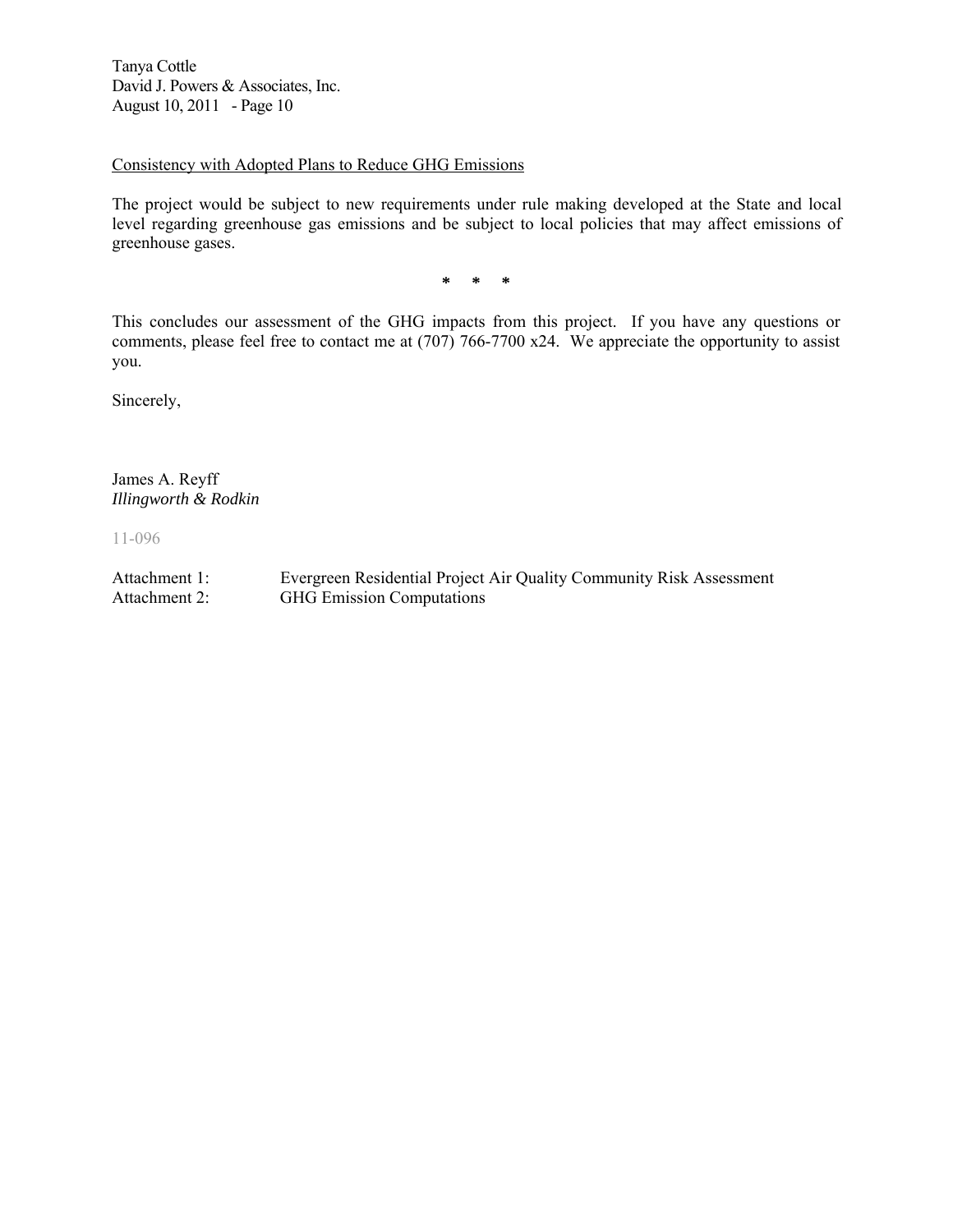Consistency with Adopted Plans to Reduce GHG Emissions

The project would be subject to new requirements under rule making developed at the State and local level regarding greenhouse gas emissions and be subject to local policies that may affect emissions of greenhouse gases.

\* \* \*

This concludes our assessment of the GHG impacts from this project. If you have any questions or comments, please feel free to contact me at (707) 766-7700 x24. We appreciate the opportunity to assist you.

Sincerely,

James A. Reyff
*Illingworth & Rodkin*

11-096

Attachment 1: Evergreen Residential Project Air Quality Community Risk Assessment
Attachment 2: GHG Emission Computations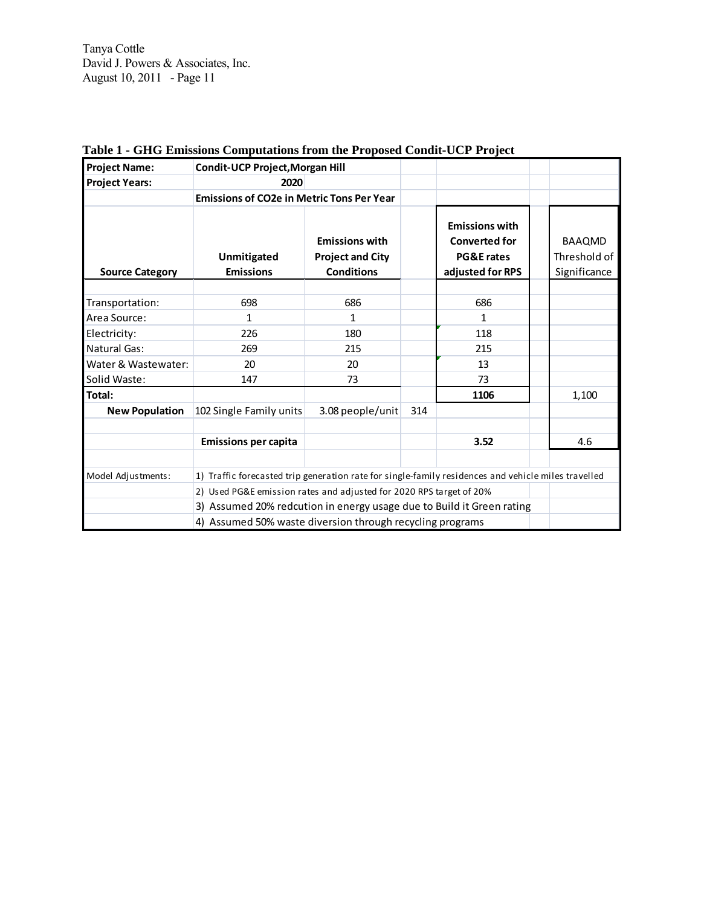Tanya Cottle
David J. Powers & Associates, Inc.
August 10, 2011 - Page 11

**Table 1 - GHG Emissions Computations from the Proposed Condit-UCP Project**

| | | | | | | |
|---|---|---|---|---|---|---|
| **Project Name:** | **Condit-UCP Project,Morgan Hill** | | | | | |
| **Project Years:** | **2020** | | | | | |
| | **Emissions of CO2e in Metric Tons Per Year** | | | | | |
| **Source Category** | **Unmitigated Emissions** | **Emissions with Project and City Conditions** | | **Emissions with Converted for PG&E rates adjusted for RPS** | | BAAQMD Threshold of Significance |
| | | | | | | |
| Transportation: | 698 | 686 | | 686 | | |
| Area Source: | 1 | 1 | | 1 | | |
| Electricity: | 226 | 180 | | 118 | | |
| Natural Gas: | 269 | 215 | | 215 | | |
| Water & Wastewater: | 20 | 20 | | 13 | | |
| Solid Waste: | 147 | 73 | | 73 | | |
| **Total:** | | | | **1106** | | 1,100 |
| **New Population** | 102 Single Family units | 3.08 people/unit | 314 | | | |
| | | | | | | |
| | **Emissions per capita** | | | **3.52** | | 4.6 |
| | | | | | | |
| Model Adjustments: | 1) Traffic forecasted trip generation rate for single-family residences and vehicle miles travelled | | | | | |
| | 2) Used PG&E emission rates and adjusted for 2020 RPS target of 20% | | | | | |
| | 3) Assumed 20% redcution in energy usage due to Build it Green rating | | | | | |
| | 4) Assumed 50% waste diversion through recycling programs | | | | | |